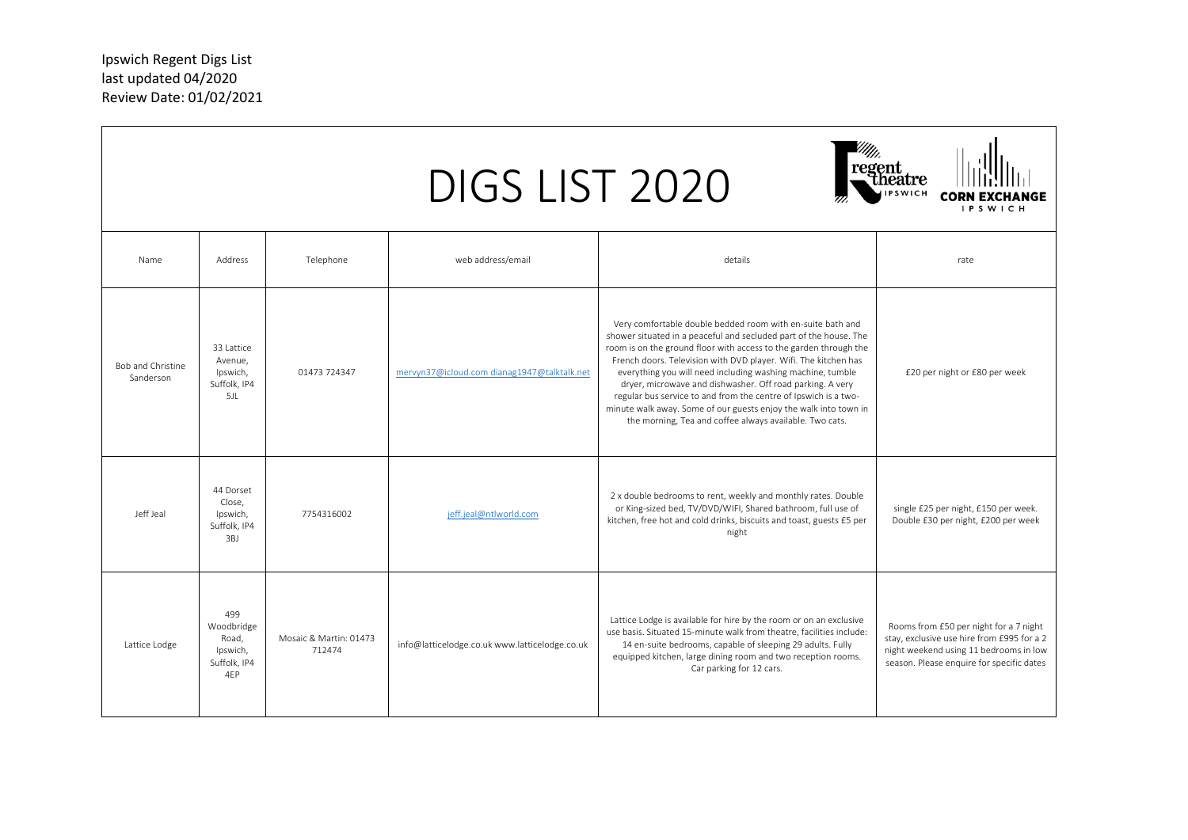Ipswich Regent Digs List
last updated 04/2020
Review Date: 01/02/2021

# DIGS LIST 2020

| Name | Address | Telephone | web address/email | details | rate |
|---|---|---|---|---|---|
| Bob and Christine Sanderson | 33 Lattice Avenue, Ipswich, Suffolk, IP4 5JL | 01473 724347 | mervyn37@icloud.com dianag1947@talktalk.net | Very comfortable double bedded room with en-suite bath and shower situated in a peaceful and secluded part of the house. The room is on the ground floor with access to the garden through the French doors. Television with DVD player. Wifi. The kitchen has everything you will need including washing machine, tumble dryer, microwave and dishwasher. Off road parking. A very regular bus service to and from the centre of Ipswich is a two-minute walk away. Some of our guests enjoy the walk into town in the morning, Tea and coffee always available. Two cats. | £20 per night or £80 per week |
| Jeff Jeal | 44 Dorset Close, Ipswich, Suffolk, IP4 3BJ | 7754316002 | jeff.jeal@ntlworld.com | 2 x double bedrooms to rent, weekly and monthly rates. Double or King-sized bed, TV/DVD/WIFI, Shared bathroom, full use of kitchen, free hot and cold drinks, biscuits and toast, guests £5 per night | single £25 per night, £150 per week. Double £30 per night, £200 per week |
| Lattice Lodge | 499 Woodbridge Road, Ipswich, Suffolk, IP4 4EP | Mosaic & Martin: 01473 712474 | info@latticelodge.co.uk www.latticelodge.co.uk | Lattice Lodge is available for hire by the room or on an exclusive use basis. Situated 15-minute walk from theatre, facilities include: 14 en-suite bedrooms, capable of sleeping 29 adults. Fully equipped kitchen, large dining room and two reception rooms. Car parking for 12 cars. | Rooms from £50 per night for a 7 night stay, exclusive use hire from £995 for a 2 night weekend using 11 bedrooms in low season. Please enquire for specific dates |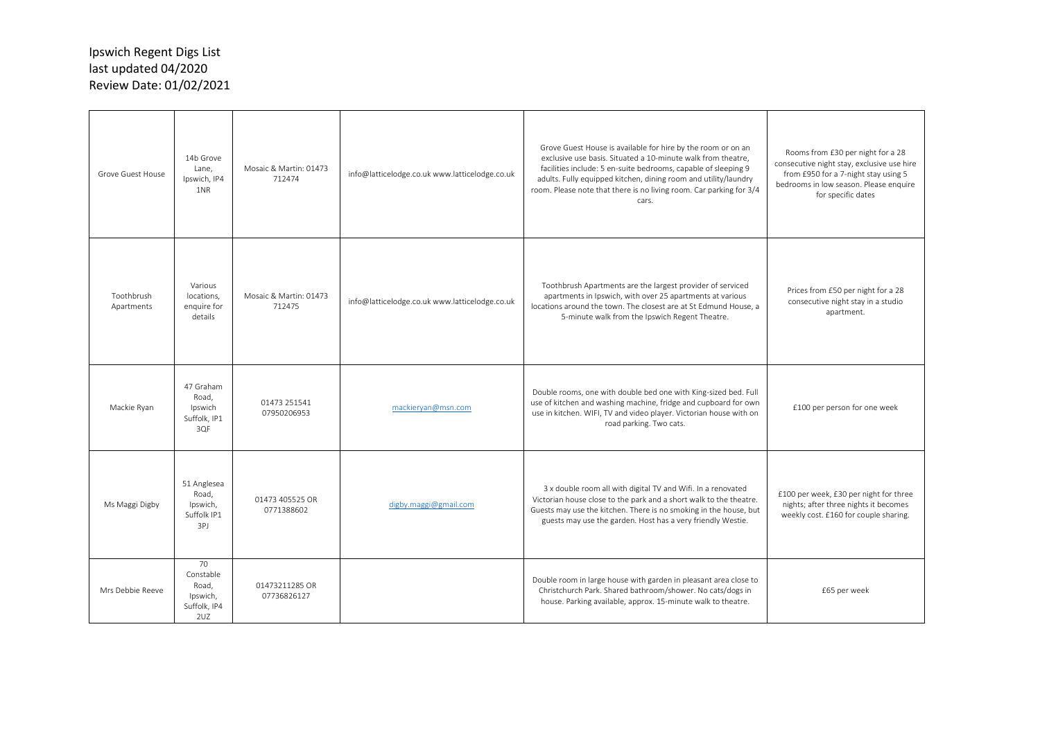Ipswich Regent Digs List
last updated 04/2020
Review Date: 01/02/2021

| | | | | | |
|---|---|---|---|---|---|
| Grove Guest House | 14b Grove Lane, Ipswich, IP4 1NR | Mosaic & Martin: 01473 712474 | info@latticelodge.co.uk www.latticelodge.co.uk | Grove Guest House is available for hire by the room or on an exclusive use basis. Situated a 10-minute walk from theatre, facilities include: 5 en-suite bedrooms, capable of sleeping 9 adults. Fully equipped kitchen, dining room and utility/laundry room. Please note that there is no living room. Car parking for 3/4 cars. | Rooms from £30 per night for a 28 consecutive night stay, exclusive use hire from £950 for a 7-night stay using 5 bedrooms in low season. Please enquire for specific dates |
| Toothbrush Apartments | Various locations, enquire for details | Mosaic & Martin: 01473 712475 | info@latticelodge.co.uk www.latticelodge.co.uk | Toothbrush Apartments are the largest provider of serviced apartments in Ipswich, with over 25 apartments at various locations around the town. The closest are at St Edmund House, a 5-minute walk from the Ipswich Regent Theatre. | Prices from £50 per night for a 28 consecutive night stay in a studio apartment. |
| Mackie Ryan | 47 Graham Road, Ipswich Suffolk, IP1 3QF | 01473 251541 07950206953 | mackieryan@msn.com | Double rooms, one with double bed one with King-sized bed. Full use of kitchen and washing machine, fridge and cupboard for own use in kitchen. WIFI, TV and video player. Victorian house with on road parking. Two cats. | £100 per person for one week |
| Ms Maggi Digby | 51 Anglesea Road, Ipswich, Suffolk IP1 3PJ | 01473 405525 OR 0771388602 | digby.maggi@gmail.com | 3 x double room all with digital TV and Wifi. In a renovated Victorian house close to the park and a short walk to the theatre. Guests may use the kitchen. There is no smoking in the house, but guests may use the garden. Host has a very friendly Westie. | £100 per week, £30 per night for three nights; after three nights it becomes weekly cost. £160 for couple sharing. |
| Mrs Debbie Reeve | 70 Constable Road, Ipswich, Suffolk, IP4 2UZ | 01473211285 OR 07736826127 | | Double room in large house with garden in pleasant area close to Christchurch Park. Shared bathroom/shower. No cats/dogs in house. Parking available, approx. 15-minute walk to theatre. | £65 per week |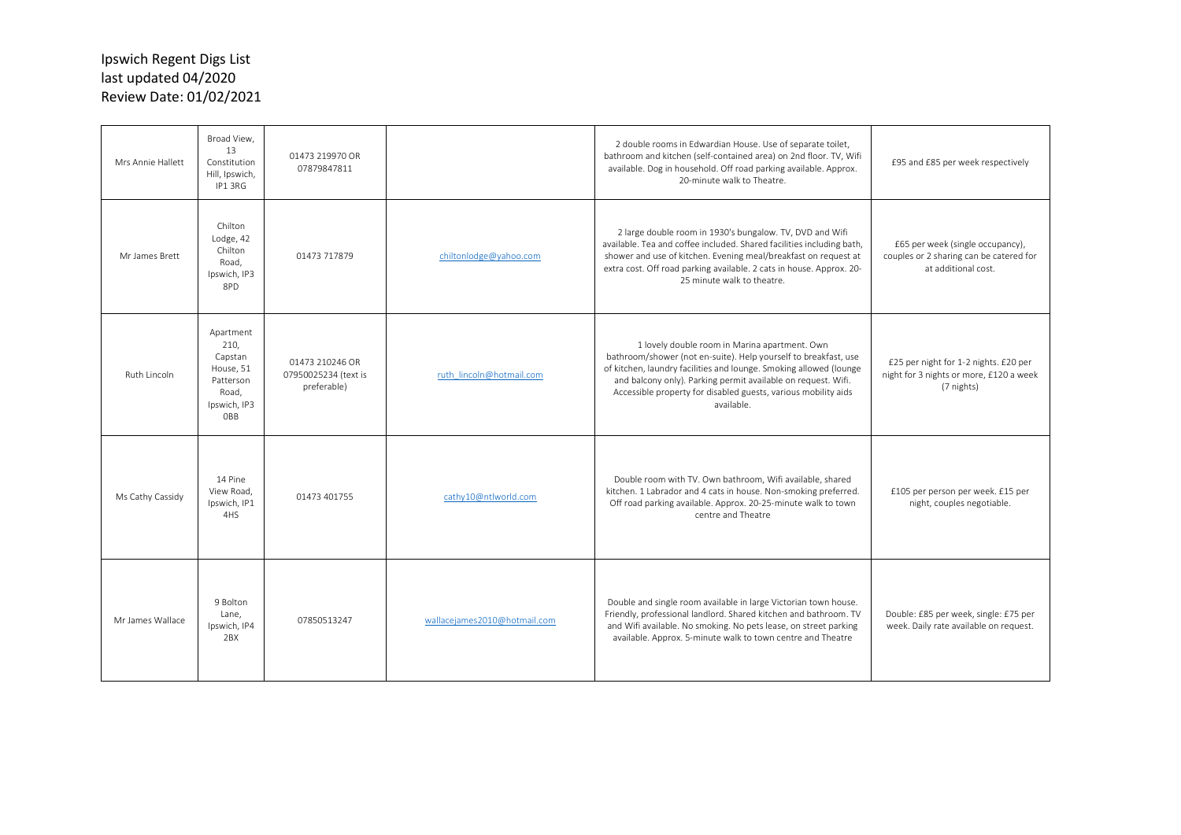# Ipswich Regent Digs List
last updated 04/2020
Review Date: 01/02/2021

| | | | | | |
|---|---|---|---|---|---|
| Mrs Annie Hallett | Broad View, 13 Constitution Hill, Ipswich, IP1 3RG | 01473 219970 OR 07879847811 | | 2 double rooms in Edwardian House. Use of separate toilet, bathroom and kitchen (self-contained area) on 2nd floor. TV, Wifi available. Dog in household. Off road parking available. Approx. 20-minute walk to Theatre. | £95 and £85 per week respectively |
| Mr James Brett | Chilton Lodge, 42 Chilton Road, Ipswich, IP3 8PD | 01473 717879 | chiltonlodge@yahoo.com | 2 large double room in 1930's bungalow. TV, DVD and Wifi available. Tea and coffee included. Shared facilities including bath, shower and use of kitchen. Evening meal/breakfast on request at extra cost. Off road parking available. 2 cats in house. Approx. 20-25 minute walk to theatre. | £65 per week (single occupancy), couples or 2 sharing can be catered for at additional cost. |
| Ruth Lincoln | Apartment 210, Capstan House, 51 Patterson Road, Ipswich, IP3 0BB | 01473 210246 OR 07950025234 (text is preferable) | ruth_lincoln@hotmail.com | 1 lovely double room in Marina apartment. Own bathroom/shower (not en-suite). Help yourself to breakfast, use of kitchen, laundry facilities and lounge. Smoking allowed (lounge and balcony only). Parking permit available on request. Wifi. Accessible property for disabled guests, various mobility aids available. | £25 per night for 1-2 nights. £20 per night for 3 nights or more, £120 a week (7 nights) |
| Ms Cathy Cassidy | 14 Pine View Road, Ipswich, IP1 4HS | 01473 401755 | cathy10@ntlworld.com | Double room with TV. Own bathroom, Wifi available, shared kitchen. 1 Labrador and 4 cats in house. Non-smoking preferred. Off road parking available. Approx. 20-25-minute walk to town centre and Theatre | £105 per person per week. £15 per night, couples negotiable. |
| Mr James Wallace | 9 Bolton Lane, Ipswich, IP4 2BX | 07850513247 | wallacejames2010@hotmail.com | Double and single room available in large Victorian town house. Friendly, professional landlord. Shared kitchen and bathroom. TV and Wifi available. No smoking. No pets lease, on street parking available. Approx. 5-minute walk to town centre and Theatre | Double: £85 per week, single: £75 per week. Daily rate available on request. |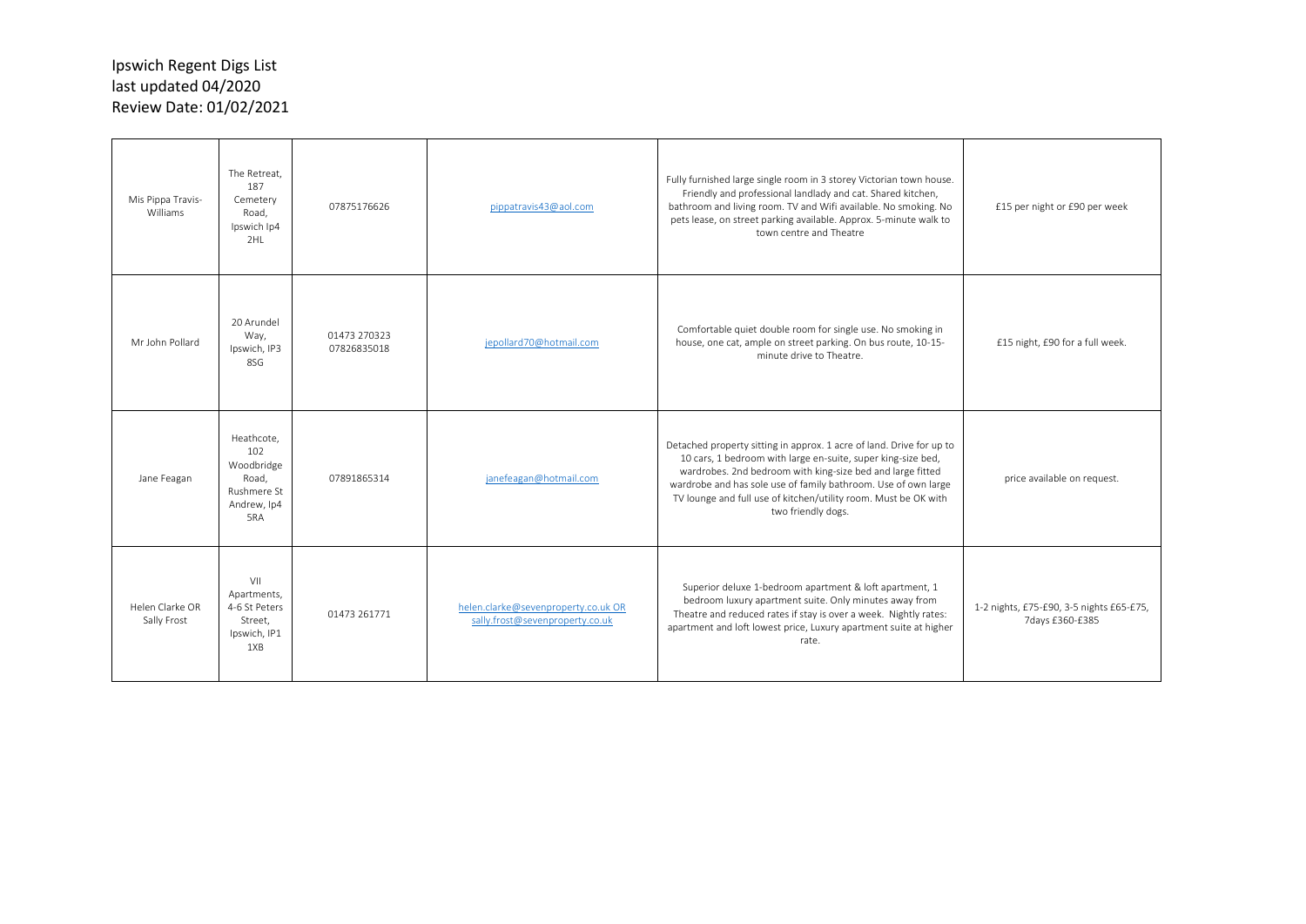Ipswich Regent Digs List
last updated 04/2020
Review Date: 01/02/2021

| | | | | | |
|---|---|---|---|---|---|
| Mis Pippa Travis-Williams | The Retreat, 187 Cemetery Road, Ipswich Ip4 2HL | 07875176626 | pippatravis43@aol.com | Fully furnished large single room in 3 storey Victorian town house. Friendly and professional landlady and cat. Shared kitchen, bathroom and living room. TV and Wifi available. No smoking. No pets lease, on street parking available. Approx. 5-minute walk to town centre and Theatre | £15 per night or £90 per week |
| Mr John Pollard | 20 Arundel Way, Ipswich, IP3 8SG | 01473 270323 07826835018 | jepollard70@hotmail.com | Comfortable quiet double room for single use. No smoking in house, one cat, ample on street parking. On bus route, 10-15-minute drive to Theatre. | £15 night, £90 for a full week. |
| Jane Feagan | Heathcote, 102 Woodbridge Road, Rushmere St Andrew, Ip4 5RA | 07891865314 | janefeagan@hotmail.com | Detached property sitting in approx. 1 acre of land. Drive for up to 10 cars, 1 bedroom with large en-suite, super king-size bed, wardrobes. 2nd bedroom with king-size bed and large fitted wardrobe and has sole use of family bathroom. Use of own large TV lounge and full use of kitchen/utility room. Must be OK with two friendly dogs. | price available on request. |
| Helen Clarke OR Sally Frost | VII Apartments, 4-6 St Peters Street, Ipswich, IP1 1XB | 01473 261771 | helen.clarke@sevenproperty.co.uk OR sally.frost@sevenproperty.co.uk | Superior deluxe 1-bedroom apartment & loft apartment, 1 bedroom luxury apartment suite. Only minutes away from Theatre and reduced rates if stay is over a week. Nightly rates: apartment and loft lowest price, Luxury apartment suite at higher rate. | 1-2 nights, £75-£90, 3-5 nights £65-£75, 7days £360-£385 |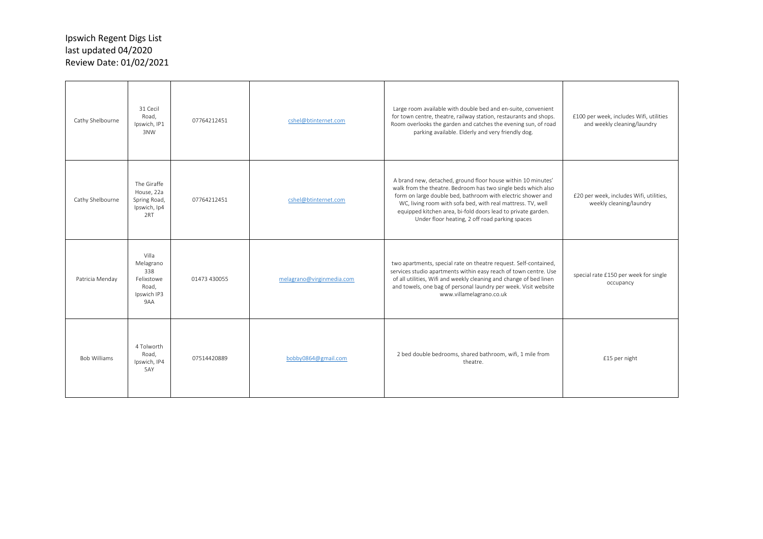Ipswich Regent Digs List
last updated 04/2020
Review Date: 01/02/2021

| | | | | | |
|---|---|---|---|---|---|
| Cathy Shelbourne | 31 Cecil Road, Ipswich, IP1 3NW | 07764212451 | cshel@btinternet.com | Large room available with double bed and en-suite, convenient for town centre, theatre, railway station, restaurants and shops. Room overlooks the garden and catches the evening sun, of road parking available. Elderly and very friendly dog. | £100 per week, includes Wifi, utilities and weekly cleaning/laundry |
| Cathy Shelbourne | The Giraffe House, 22a Spring Road, Ipswich, Ip4 2RT | 07764212451 | cshel@btinternet.com | A brand new, detached, ground floor house within 10 minutes' walk from the theatre. Bedroom has two single beds which also form on large double bed, bathroom with electric shower and WC, living room with sofa bed, with real mattress. TV, well equipped kitchen area, bi-fold doors lead to private garden. Under floor heating, 2 off road parking spaces | £20 per week, includes Wifi, utilities, weekly cleaning/laundry |
| Patricia Menday | Villa Melagrano 338 Felixstowe Road, Ipswich IP3 9AA | 01473 430055 | melagrano@virginmedia.com | two apartments, special rate on theatre request. Self-contained, services studio apartments within easy reach of town centre. Use of all utilities, Wifi and weekly cleaning and change of bed linen and towels, one bag of personal laundry per week. Visit website www.villamelagrano.co.uk | special rate £150 per week for single occupancy |
| Bob Williams | 4 Tolworth Road, Ipswich, IP4 5AY | 07514420889 | bobby0864@gmail.com | 2 bed double bedrooms, shared bathroom, wifi, 1 mile from theatre. | £15 per night |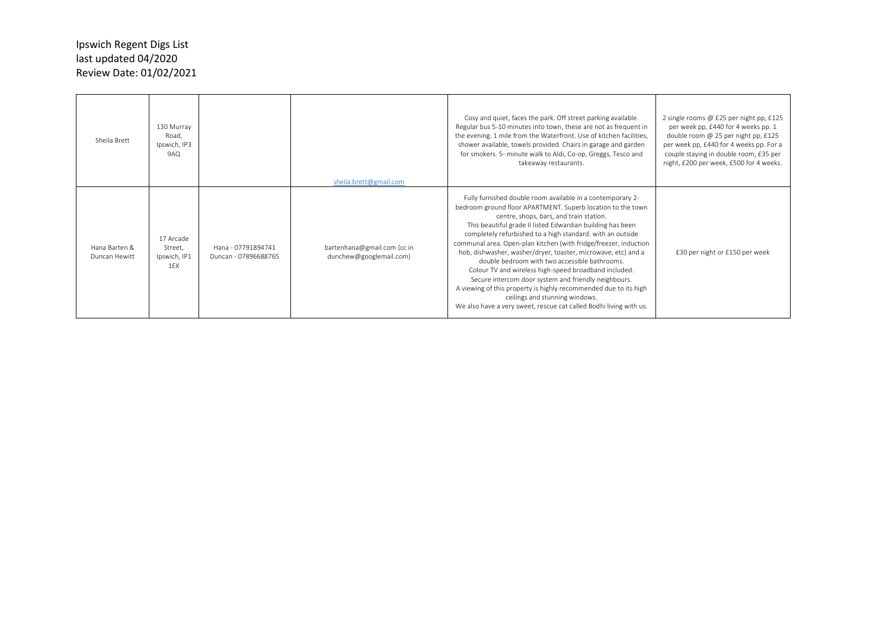Ipswich Regent Digs List
last updated 04/2020
Review Date: 01/02/2021

| | | | | | |
|---|---|---|---|---|---|
| Sheila Brett | 130 Murray Road, Ipswich, IP3 9AQ | | sheila.brett@gmail.com | Cosy and quiet, faces the park. Off street parking available. Regular bus 5-10 minutes into town, these are not as frequent in the evening. 1 mile from the Waterfront. Use of kitchen facilities, shower available, towels provided. Chairs in garage and garden for smokers. 5- minute walk to Aldi, Co-op, Greggs, Tesco and takeaway restaurants. | 2 single rooms @ £25 per night pp, £125 per week pp, £440 for 4 weeks pp. 1 double room @ 25 per night pp, £125 per week pp, £440 for 4 weeks pp. For a couple staying in double room, £35 per night, £200 per week, £500 for 4 weeks. |
| Hana Barten & Duncan Hewitt | 17 Arcade Street, Ipswich, IP1 1EX | Hana - 07791894741 Duncan - 07896688765 | bartenhana@gmail.com (cc in dunchew@googlemail.com) | Fully furnished double room available in a contemporary 2-bedroom ground floor APARTMENT. Superb location to the town centre, shops, bars, and train station. This beautiful grade II listed Edwardian building has been completely refurbished to a high standard. with an outside communal area. Open-plan kitchen (with fridge/freezer, induction hob, dishwasher, washer/dryer, toaster, microwave, etc) and a double bedroom with two accessible bathrooms. Colour TV and wireless high-speed broadband included. Secure intercom door system and friendly neighbours. A viewing of this property is highly recommended due to its high ceilings and stunning windows. We also have a very sweet, rescue cat called Bodhi living with us. | £30 per night or £150 per week |